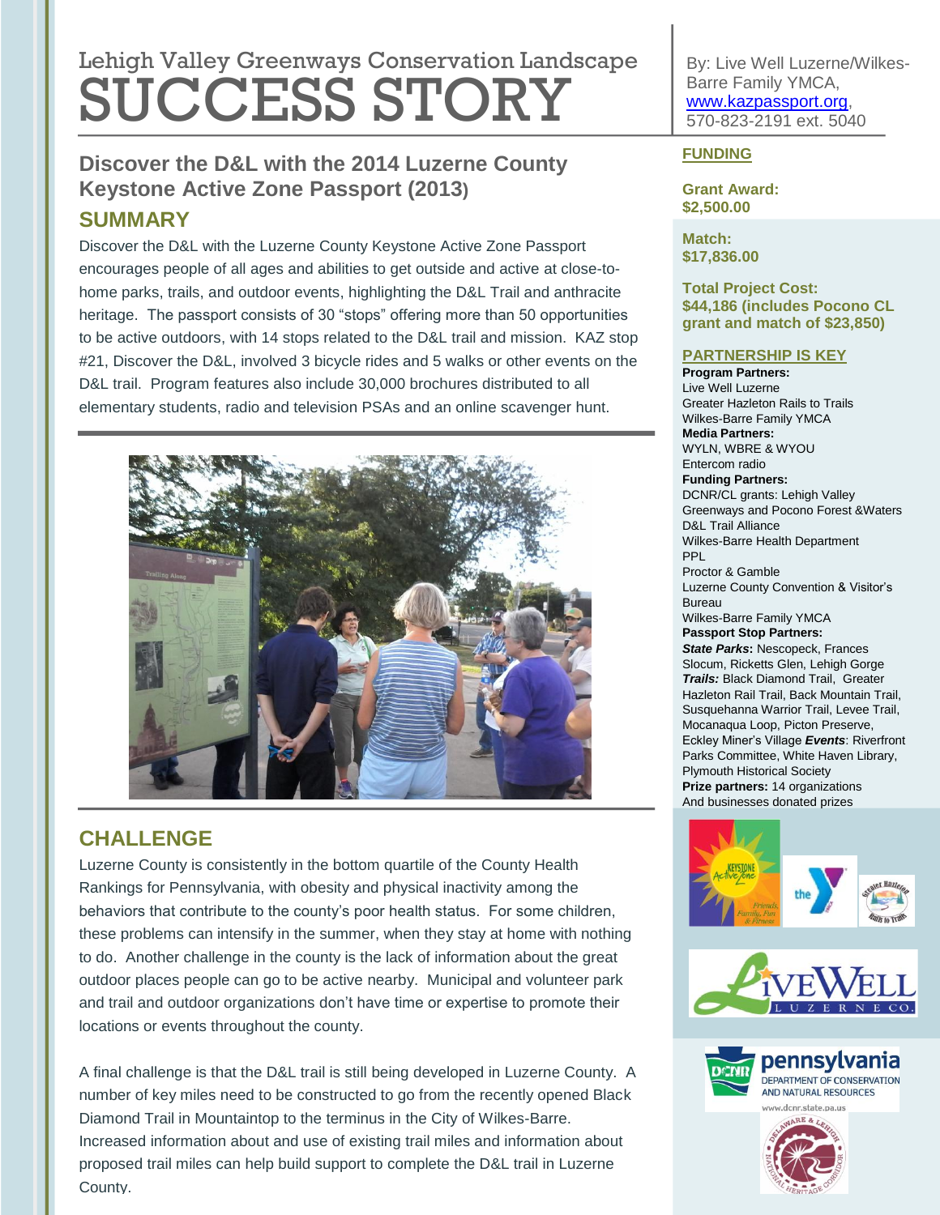Lehigh Valley Greenways Conservation Landscape

# SUCCESS STORY

By: Live Well Luzerne/Wilkes-Barre Family YMCA, www.kazpassport.org, 570-823-2191 ext. 5040

## Discover the D&L with the 2014 Luzerne County Keystone Active Zone Passport (2013)

## SUMMARY

Discover the D&L with the Luzerne County Keystone Active Zone Passport encourages people of all ages and abilities to get outside and active at close-to-home parks, trails, and outdoor events, highlighting the D&L Trail and anthracite heritage. The passport consists of 30 "stops" offering more than 50 opportunities to be active outdoors, with 14 stops related to the D&L trail and mission. KAZ stop #21, Discover the D&L, involved 3 bicycle rides and 5 walks or other events on the D&L trail. Program features also include 30,000 brochures distributed to all elementary students, radio and television PSAs and an online scavenger hunt.

## CHALLENGE

Luzerne County is consistently in the bottom quartile of the County Health Rankings for Pennsylvania, with obesity and physical inactivity among the behaviors that contribute to the county's poor health status. For some children, these problems can intensify in the summer, when they stay at home with nothing to do. Another challenge in the county is the lack of information about the great outdoor places people can go to be active nearby. Municipal and volunteer park and trail and outdoor organizations don't have time or expertise to promote their locations or events throughout the county.

A final challenge is that the D&L trail is still being developed in Luzerne County. A number of key miles need to be constructed to go from the recently opened Black Diamond Trail in Mountaintop to the terminus in the City of Wilkes-Barre. Increased information about and use of existing trail miles and information about proposed trail miles can help build support to complete the D&L trail in Luzerne County.

## FUNDING

**Grant Award: $2,500.00**

**Match: $17,836.00**

**Total Project Cost: $44,186 (includes Pocono CL grant and match of $23,850)**

## PARTNERSHIP IS KEY

**Program Partners:**
Live Well Luzerne
Greater Hazleton Rails to Trails
Wilkes-Barre Family YMCA

**Media Partners:**
WYLN, WBRE & WYOU
Entercom radio

**Funding Partners:**
DCNR/CL grants: Lehigh Valley Greenways and Pocono Forest &Waters
D&L Trail Alliance
Wilkes-Barre Health Department
PPL
Proctor & Gamble
Luzerne County Convention & Visitor's Bureau
Wilkes-Barre Family YMCA

**Passport Stop Partners:**
***State Parks*:** Nescopeck, Frances Slocum, Ricketts Glen, Lehigh Gorge
***Trails:*** Black Diamond Trail, Greater Hazleton Rail Trail, Back Mountain Trail, Susquehanna Warrior Trail, Levee Trail, Mocanaqua Loop, Picton Preserve, Eckley Miner's Village ***Events***: Riverfront Parks Committee, White Haven Library, Plymouth Historical Society

**Prize partners:** 14 organizations And businesses donated prizes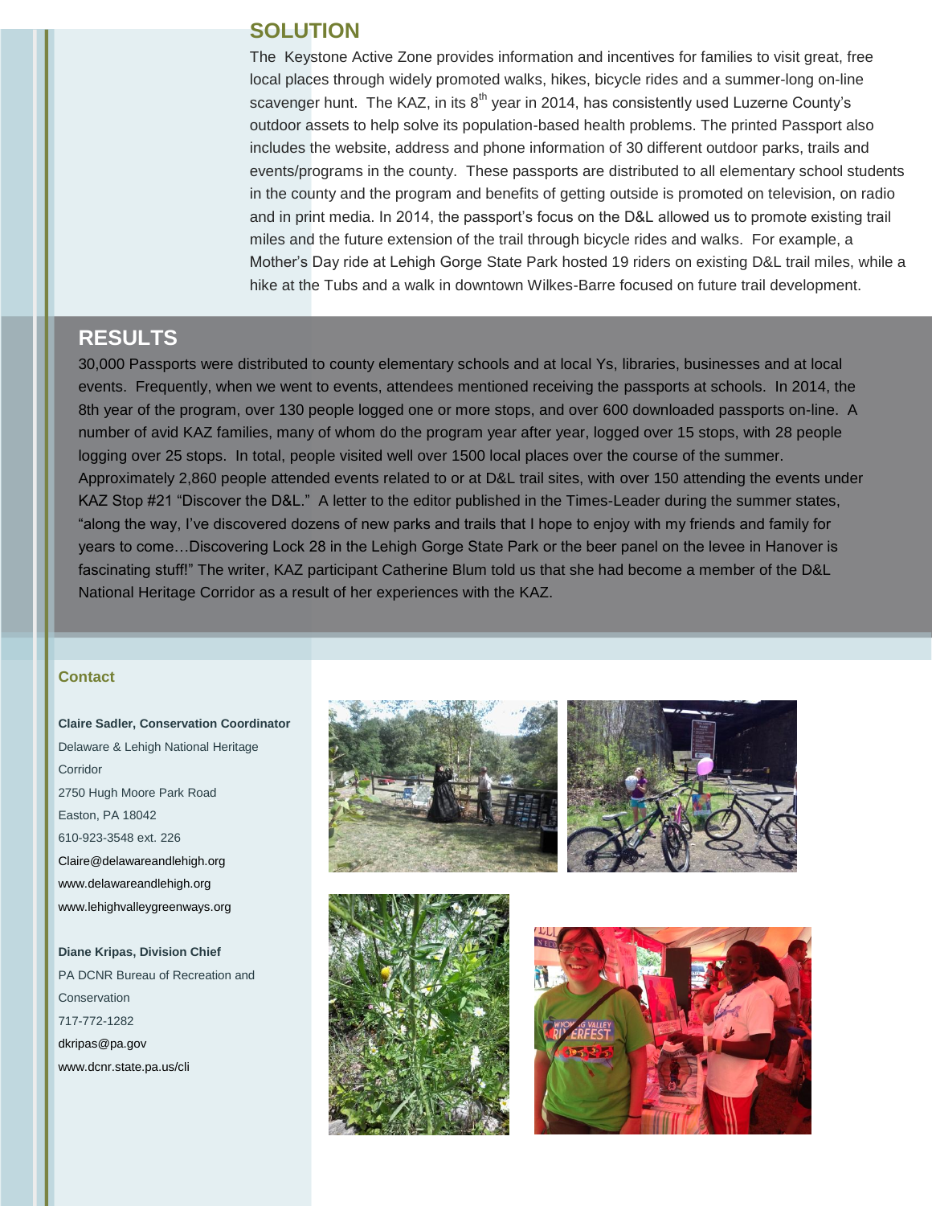## SOLUTION

The Keystone Active Zone provides information and incentives for families to visit great, free local places through widely promoted walks, hikes, bicycle rides and a summer-long on-line scavenger hunt. The KAZ, in its 8th year in 2014, has consistently used Luzerne County's outdoor assets to help solve its population-based health problems. The printed Passport also includes the website, address and phone information of 30 different outdoor parks, trails and events/programs in the county. These passports are distributed to all elementary school students in the county and the program and benefits of getting outside is promoted on television, on radio and in print media. In 2014, the passport's focus on the D&L allowed us to promote existing trail miles and the future extension of the trail through bicycle rides and walks. For example, a Mother's Day ride at Lehigh Gorge State Park hosted 19 riders on existing D&L trail miles, while a hike at the Tubs and a walk in downtown Wilkes-Barre focused on future trail development.

## RESULTS

30,000 Passports were distributed to county elementary schools and at local Ys, libraries, businesses and at local events. Frequently, when we went to events, attendees mentioned receiving the passports at schools. In 2014, the 8th year of the program, over 130 people logged one or more stops, and over 600 downloaded passports on-line. A number of avid KAZ families, many of whom do the program year after year, logged over 15 stops, with 28 people logging over 25 stops. In total, people visited well over 1500 local places over the course of the summer. Approximately 2,860 people attended events related to or at D&L trail sites, with over 150 attending the events under KAZ Stop #21 "Discover the D&L." A letter to the editor published in the Times-Leader during the summer states, "along the way, I've discovered dozens of new parks and trails that I hope to enjoy with my friends and family for years to come…Discovering Lock 28 in the Lehigh Gorge State Park or the beer panel on the levee in Hanover is fascinating stuff!" The writer, KAZ participant Catherine Blum told us that she had become a member of the D&L National Heritage Corridor as a result of her experiences with the KAZ.

### Contact

**Claire Sadler, Conservation Coordinator**
Delaware & Lehigh National Heritage Corridor
2750 Hugh Moore Park Road
Easton, PA 18042
610-923-3548 ext. 226
Claire@delawareandlehigh.org
www.delawareandlehigh.org
www.lehighvalleygreenways.org

**Diane Kripas, Division Chief**
PA DCNR Bureau of Recreation and Conservation
717-772-1282
dkripas@pa.gov
www.dcnr.state.pa.us/cli